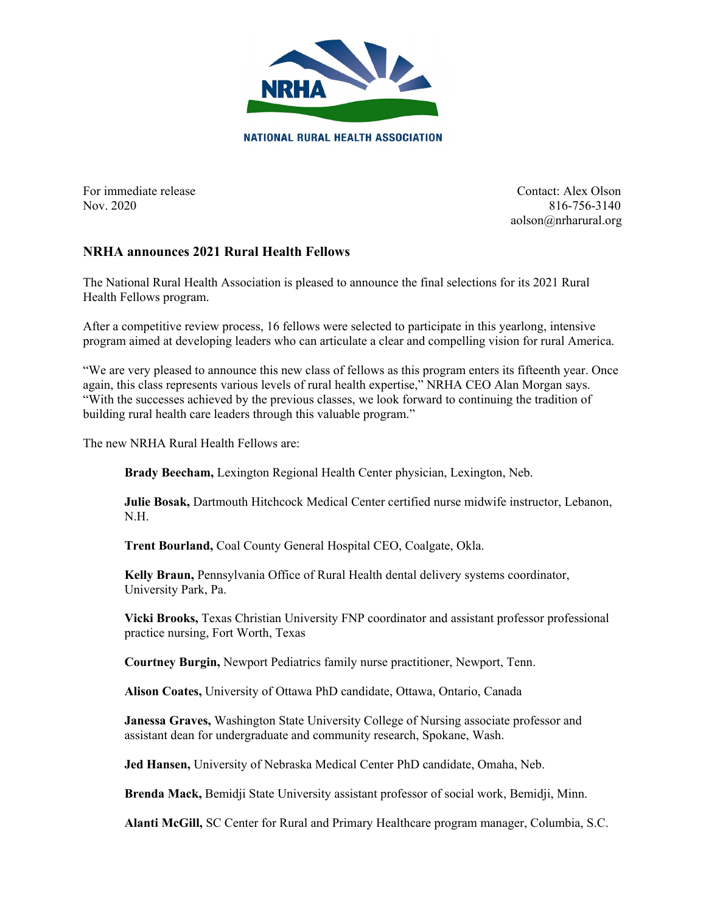NRHA

NATIONAL RURAL HEALTH ASSOCIATION

For immediate release
Nov. 2020

Contact: Alex Olson
816-756-3140
aolson@nrharural.org

## NRHA announces 2021 Rural Health Fellows

The National Rural Health Association is pleased to announce the final selections for its 2021 Rural Health Fellows program.

After a competitive review process, 16 fellows were selected to participate in this yearlong, intensive program aimed at developing leaders who can articulate a clear and compelling vision for rural America.

"We are very pleased to announce this new class of fellows as this program enters its fifteenth year. Once again, this class represents various levels of rural health expertise," NRHA CEO Alan Morgan says. "With the successes achieved by the previous classes, we look forward to continuing the tradition of building rural health care leaders through this valuable program."

The new NRHA Rural Health Fellows are:

**Brady Beecham,** Lexington Regional Health Center physician, Lexington, Neb.

**Julie Bosak,** Dartmouth Hitchcock Medical Center certified nurse midwife instructor, Lebanon, N.H.

**Trent Bourland,** Coal County General Hospital CEO, Coalgate, Okla.

**Kelly Braun,** Pennsylvania Office of Rural Health dental delivery systems coordinator, University Park, Pa.

**Vicki Brooks,** Texas Christian University FNP coordinator and assistant professor professional practice nursing, Fort Worth, Texas

**Courtney Burgin,** Newport Pediatrics family nurse practitioner, Newport, Tenn.

**Alison Coates,** University of Ottawa PhD candidate, Ottawa, Ontario, Canada

**Janessa Graves,** Washington State University College of Nursing associate professor and assistant dean for undergraduate and community research, Spokane, Wash.

**Jed Hansen,** University of Nebraska Medical Center PhD candidate, Omaha, Neb.

**Brenda Mack,** Bemidji State University assistant professor of social work, Bemidji, Minn.

**Alanti McGill,** SC Center for Rural and Primary Healthcare program manager, Columbia, S.C.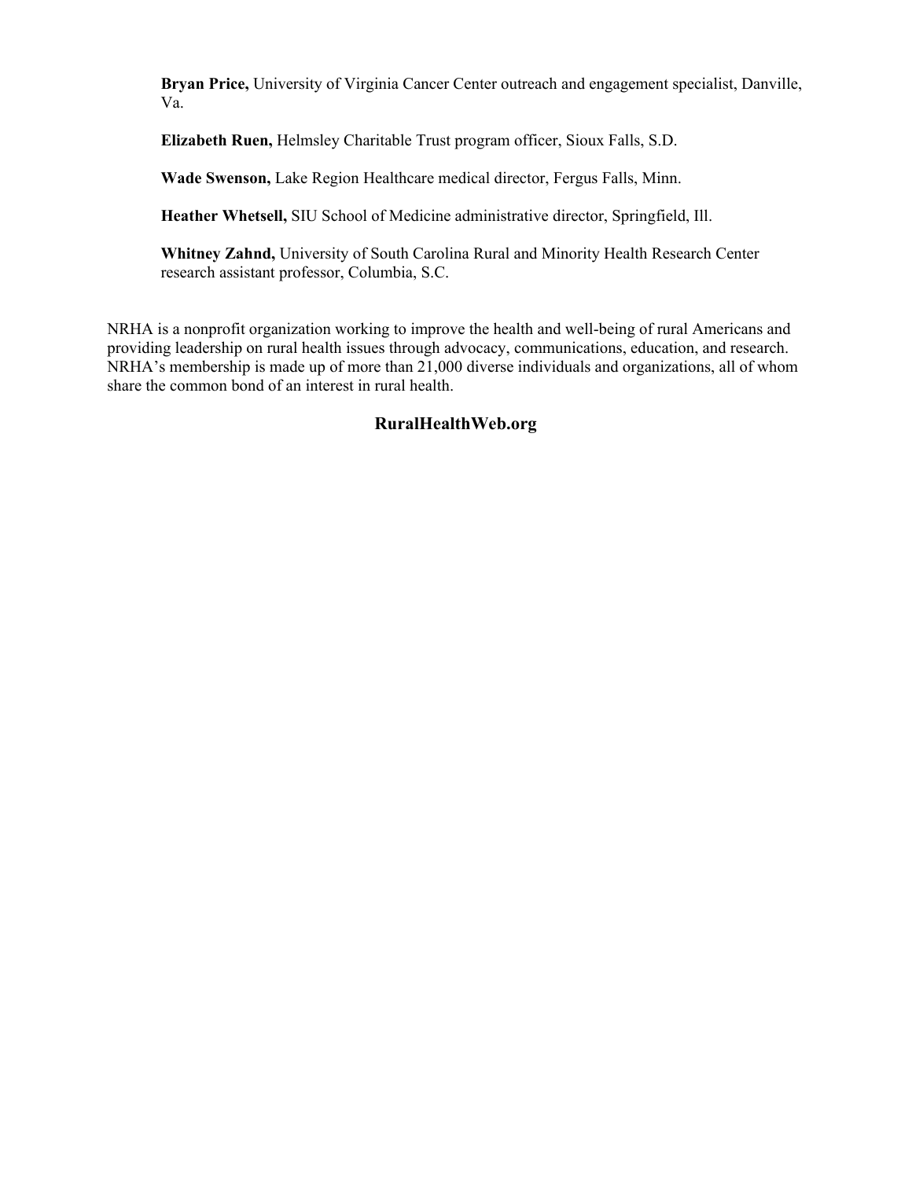**Bryan Price,** University of Virginia Cancer Center outreach and engagement specialist, Danville, Va.

**Elizabeth Ruen,** Helmsley Charitable Trust program officer, Sioux Falls, S.D.

**Wade Swenson,** Lake Region Healthcare medical director, Fergus Falls, Minn.

**Heather Whetsell,** SIU School of Medicine administrative director, Springfield, Ill.

**Whitney Zahnd,** University of South Carolina Rural and Minority Health Research Center research assistant professor, Columbia, S.C.

NRHA is a nonprofit organization working to improve the health and well-being of rural Americans and providing leadership on rural health issues through advocacy, communications, education, and research. NRHA's membership is made up of more than 21,000 diverse individuals and organizations, all of whom share the common bond of an interest in rural health.

**RuralHealthWeb.org**